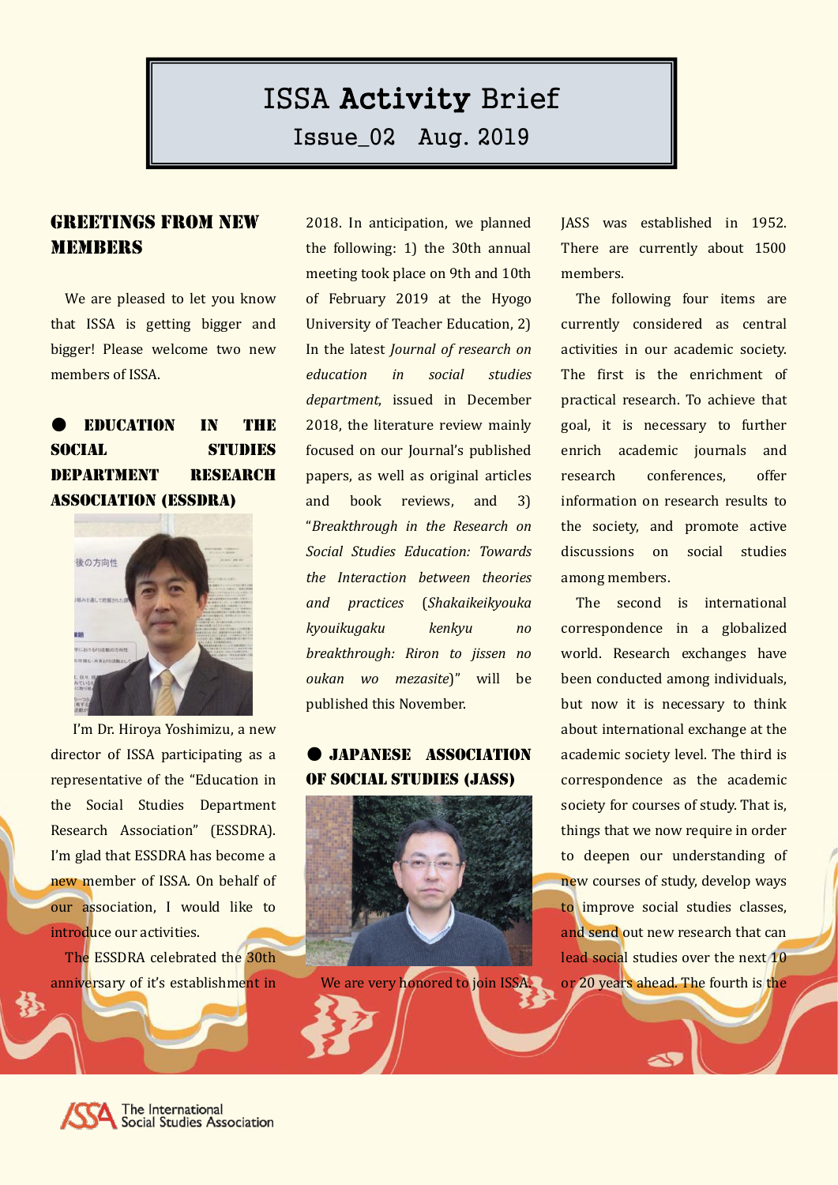# ISSA Activity Brief

## Issue_02 Aug. 2019

## GREETINGS FROM NEW MEMBERS

We are pleased to let you know that ISSA is getting bigger and bigger! Please welcome two new members of ISSA.

### ● EDUCATION IN THE SOCIAL STUDIES DEPARTMENT RESEARCH ASSOCIATION (ESSDRA)

I'm Dr. Hiroya Yoshimizu, a new director of ISSA participating as a representative of the "Education in the Social Studies Department Research Association" (ESSDRA). I'm glad that ESSDRA has become a new member of ISSA. On behalf of our association, I would like to introduce our activities.

The ESSDRA celebrated the 30th anniversary of it's establishment in 2018. In anticipation, we planned the following: 1) the 30th annual meeting took place on 9th and 10th of February 2019 at the Hyogo University of Teacher Education, 2) In the latest *Journal of research on education in social studies department*, issued in December 2018, the literature review mainly focused on our Journal's published papers, as well as original articles and book reviews, and 3) "*Breakthrough in the Research on Social Studies Education: Towards the Interaction between theories and practices* (*Shakaikeikyouka kyouikugaku kenkyu no breakthrough: Riron to jissen no oukan wo mezasite*)" will be published this November.

### ● JAPANESE ASSOCIATION OF SOCIAL STUDIES (JASS)

We are very honored to join ISSA.

JASS was established in 1952. There are currently about 1500 members.

The following four items are currently considered as central activities in our academic society. The first is the enrichment of practical research. To achieve that goal, it is necessary to further enrich academic journals and research conferences, offer information on research results to the society, and promote active discussions on social studies among members.

The second is international correspondence in a globalized world. Research exchanges have been conducted among individuals, but now it is necessary to think about international exchange at the academic society level. The third is correspondence as the academic society for courses of study. That is, things that we now require in order to deepen our understanding of new courses of study, develop ways to improve social studies classes, and send out new research that can lead social studies over the next 10 or 20 years ahead. The fourth is the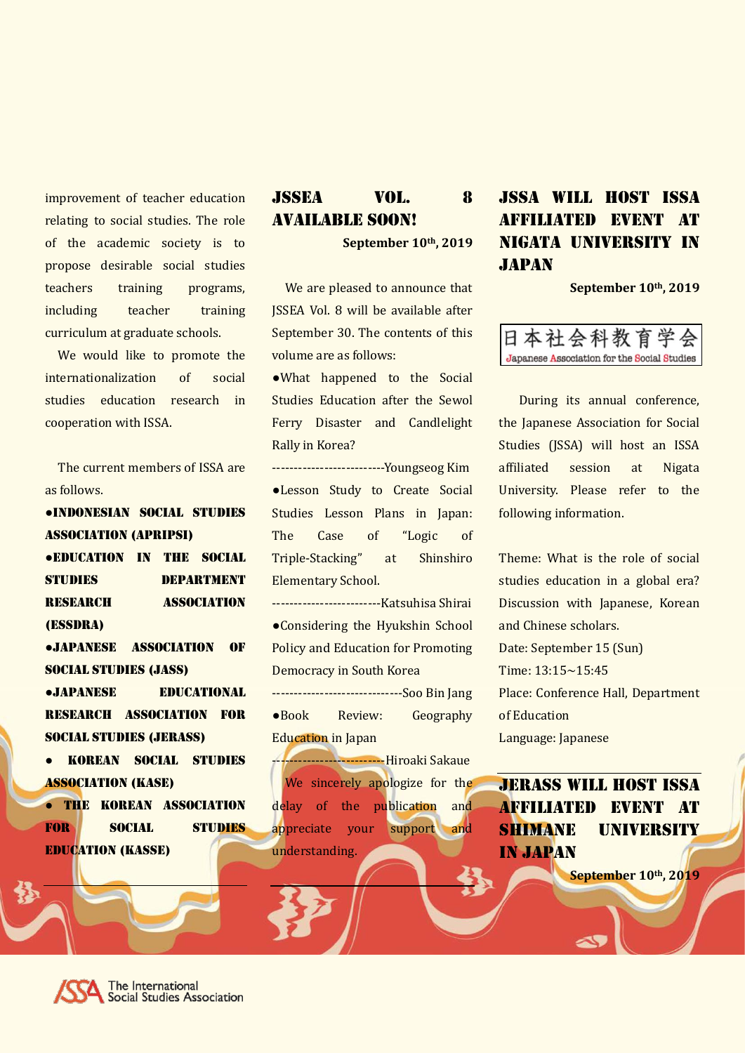improvement of teacher education relating to social studies. The role of the academic society is to propose desirable social studies teachers training programs, including teacher training curriculum at graduate schools.

We would like to promote the internationalization of social studies education research in cooperation with ISSA.

The current members of ISSA are as follows.

- **INDONESIAN SOCIAL STUDIES ASSOCIATION (APRIPSI)**
- **EDUCATION IN THE SOCIAL STUDIES DEPARTMENT RESEARCH ASSOCIATION (ESSDRA)**
- **JAPANESE ASSOCIATION OF SOCIAL STUDIES (JASS)**
- **JAPANESE EDUCATIONAL RESEARCH ASSOCIATION FOR SOCIAL STUDIES (JERASS)**
- **KOREAN SOCIAL STUDIES ASSOCIATION (KASE)**
- **THE KOREAN ASSOCIATION FOR SOCIAL STUDIES EDUCATION (KASSE)**

## JSSEA VOL. 8 AVAILABLE SOON!

**September 10th, 2019**

We are pleased to announce that JSSEA Vol. 8 will be available after September 30. The contents of this volume are as follows:

- What happened to the Social Studies Education after the Sewol Ferry Disaster and Candlelight Rally in Korea?
  -------------------------Youngseog Kim
- Lesson Study to Create Social Studies Lesson Plans in Japan: The Case of "Logic of Triple-Stacking" at Shinshiro Elementary School.
  ------------------------Katsuhisa Shirai
- Considering the Hyukshin School Policy and Education for Promoting Democracy in South Korea
  -----------------------------Soo Bin Jang
- Book Review: Geography Education in Japan
  -------------------------Hiroaki Sakaue

We sincerely apologize for the delay of the publication and appreciate your support and understanding.

## JSSA WILL HOST ISSA AFFILIATED EVENT AT NIGATA UNIVERSITY IN JAPAN

**September 10th, 2019**

日本社会科教育学会
Japanese Association for the Social Studies

During its annual conference, the Japanese Association for Social Studies (JSSA) will host an ISSA affiliated session at Nigata University. Please refer to the following information.

Theme: What is the role of social studies education in a global era? Discussion with Japanese, Korean and Chinese scholars.
Date: September 15 (Sun)
Time: 13:15~15:45
Place: Conference Hall, Department of Education
Language: Japanese

## JERASS WILL HOST ISSA AFFILIATED EVENT AT SHIMANE UNIVERSITY IN JAPAN

**September 10th, 2019**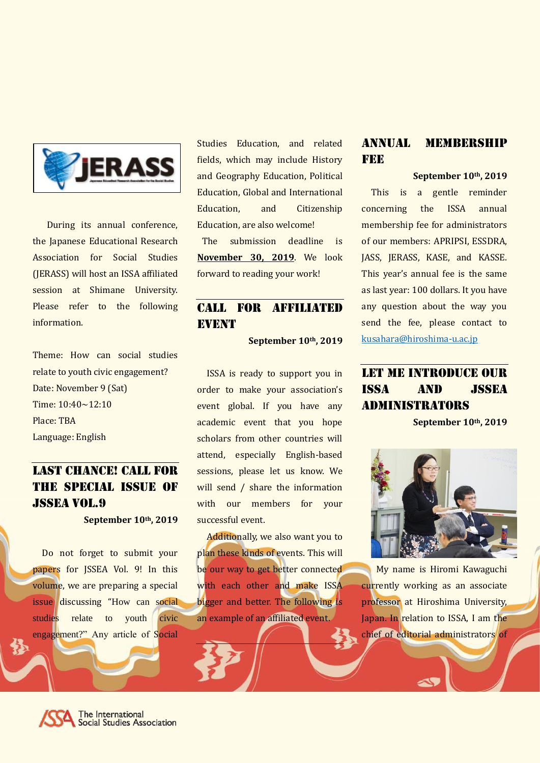During its annual conference, the Japanese Educational Research Association for Social Studies (JERASS) will host an ISSA affiliated session at Shimane University. Please refer to the following information.

Theme: How can social studies relate to youth civic engagement?
Date: November 9 (Sat)
Time: 10:40~12:10
Place: TBA
Language: English

## LAST CHANCE! CALL FOR THE SPECIAL ISSUE OF JSSEA VOL.9

**September 10th, 2019**

Do not forget to submit your papers for JSSEA Vol. 9! In this volume, we are preparing a special issue discussing "How can social studies relate to youth civic engagement?" Any article of Social Studies Education, and related fields, which may include History and Geography Education, Political Education, Global and International Education, and Citizenship Education, are also welcome!

The submission deadline is **November 30, 2019**. We look forward to reading your work!

## CALL FOR AFFILIATED EVENT

**September 10th, 2019**

ISSA is ready to support you in order to make your association's event global. If you have any academic event that you hope scholars from other countries will attend, especially English-based sessions, please let us know. We will send / share the information with our members for your successful event.

Additionally, we also want you to plan these kinds of events. This will be our way to get better connected with each other and make ISSA bigger and better. The following is an example of an affiliated event.

## ANNUAL MEMBERSHIP FEE

**September 10th, 2019**

This is a gentle reminder concerning the ISSA annual membership fee for administrators of our members: APRIPSI, ESSDRA, JASS, JERASS, KASE, and KASSE. This year's annual fee is the same as last year: 100 dollars. It you have any question about the way you send the fee, please contact to kusahara@hiroshima-u.ac.jp

## LET ME INTRODUCE OUR ISSA AND JSSEA ADMINISTRATORS

**September 10th, 2019**

My name is Hiromi Kawaguchi currently working as an associate professor at Hiroshima University, Japan. In relation to ISSA, I am the chief of editorial administrators of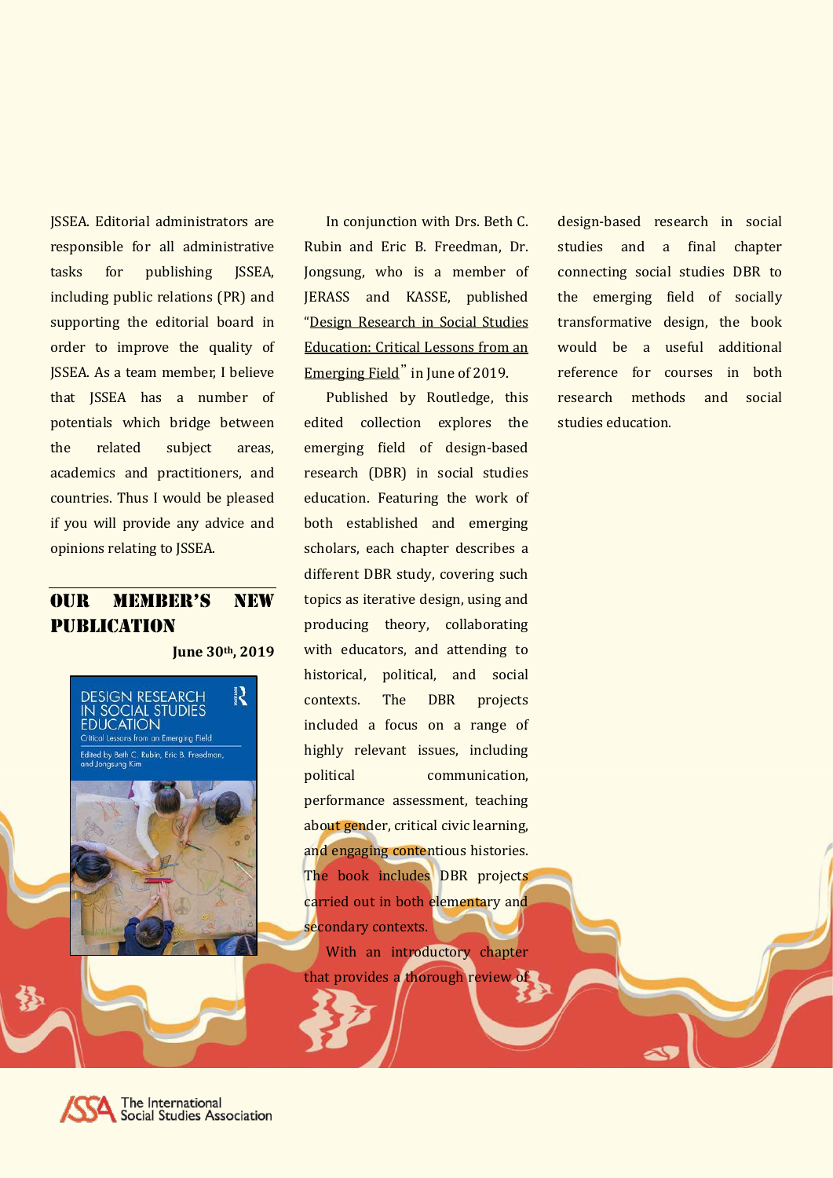JSSEA. Editorial administrators are responsible for all administrative tasks for publishing JSSEA, including public relations (PR) and supporting the editorial board in order to improve the quality of JSSEA. As a team member, I believe that JSSEA has a number of potentials which bridge between the related subject areas, academics and practitioners, and countries. Thus I would be pleased if you will provide any advice and opinions relating to JSSEA.

## OUR MEMBER'S NEW PUBLICATION

**June 30th, 2019**

In conjunction with Drs. Beth C. Rubin and Eric B. Freedman, Dr. Jongsung, who is a member of JERASS and KASSE, published "Design Research in Social Studies Education: Critical Lessons from an Emerging Field" in June of 2019.

Published by Routledge, this edited collection explores the emerging field of design-based research (DBR) in social studies education. Featuring the work of both established and emerging scholars, each chapter describes a different DBR study, covering such topics as iterative design, using and producing theory, collaborating with educators, and attending to historical, political, and social contexts. The DBR projects included a focus on a range of highly relevant issues, including political communication, performance assessment, teaching about gender, critical civic learning, and engaging contentious histories. The book includes DBR projects carried out in both elementary and secondary contexts.

With an introductory chapter that provides a thorough review of design-based research in social studies and a final chapter connecting social studies DBR to the emerging field of socially transformative design, the book would be a useful additional reference for courses in both research methods and social studies education.